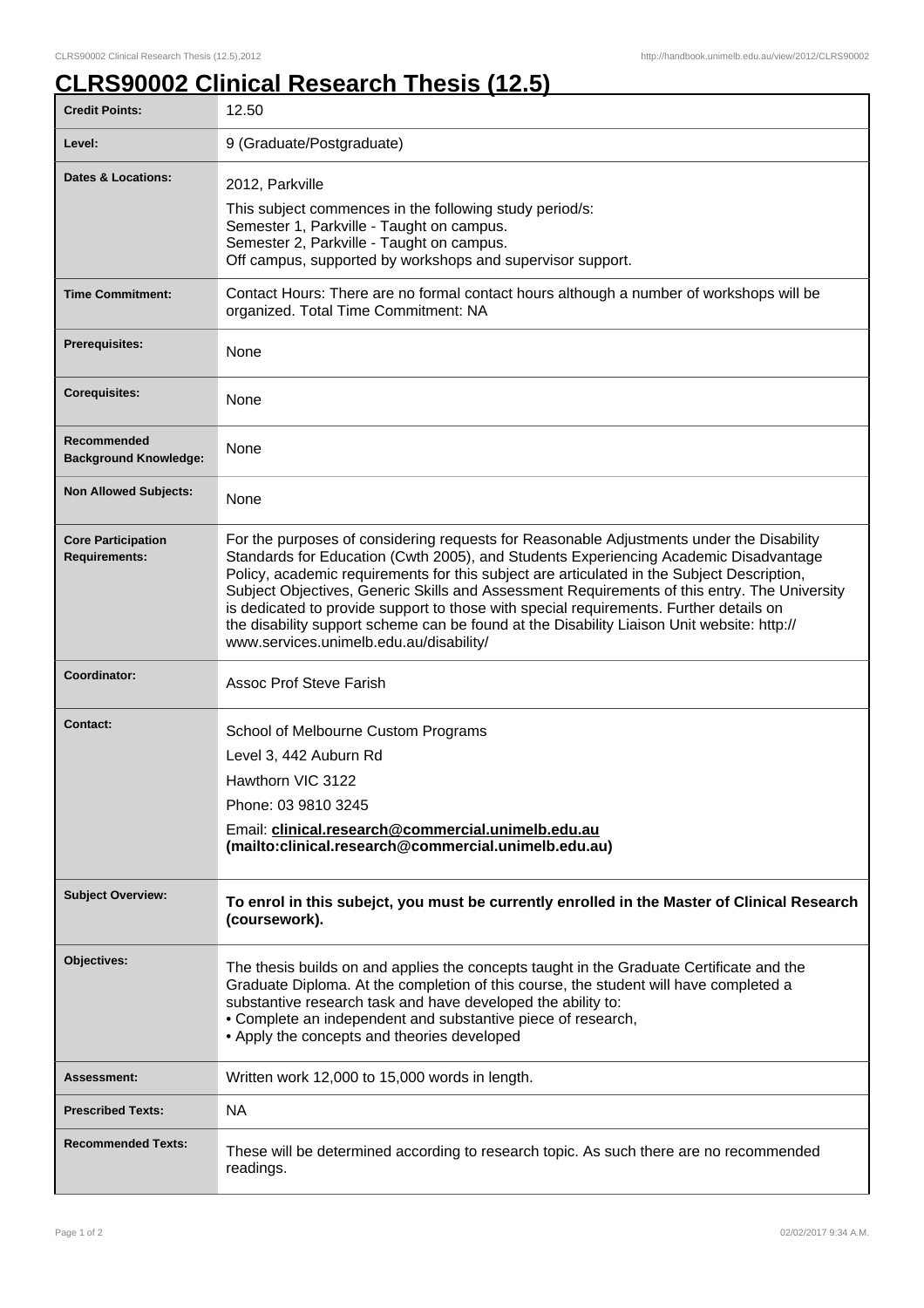# CLRS90002 Clinical Research Thesis (12.5)

| | |
|---|---|
| **Credit Points:** | 12.50 |
| **Level:** | 9 (Graduate/Postgraduate) |
| **Dates & Locations:** | 2012, Parkville<br>This subject commences in the following study period/s:<br>Semester 1, Parkville - Taught on campus.<br>Semester 2, Parkville - Taught on campus.<br>Off campus, supported by workshops and supervisor support. |
| **Time Commitment:** | Contact Hours: There are no formal contact hours although a number of workshops will be organized. Total Time Commitment: NA |
| **Prerequisites:** | None |
| **Corequisites:** | None |
| **Recommended Background Knowledge:** | None |
| **Non Allowed Subjects:** | None |
| **Core Participation Requirements:** | For the purposes of considering requests for Reasonable Adjustments under the Disability Standards for Education (Cwth 2005), and Students Experiencing Academic Disadvantage Policy, academic requirements for this subject are articulated in the Subject Description, Subject Objectives, Generic Skills and Assessment Requirements of this entry. The University is dedicated to provide support to those with special requirements. Further details on the disability support scheme can be found at the Disability Liaison Unit website: http://www.services.unimelb.edu.au/disability/ |
| **Coordinator:** | Assoc Prof Steve Farish |
| **Contact:** | School of Melbourne Custom Programs<br>Level 3, 442 Auburn Rd<br>Hawthorn VIC 3122<br>Phone: 03 9810 3245<br>Email: **clinical.research@commercial.unimelb.edu.au (mailto:clinical.research@commercial.unimelb.edu.au)** |
| **Subject Overview:** | **To enrol in this subejct, you must be currently enrolled in the Master of Clinical Research (coursework).** |
| **Objectives:** | The thesis builds on and applies the concepts taught in the Graduate Certificate and the Graduate Diploma. At the completion of this course, the student will have completed a substantive research task and have developed the ability to:<br>• Complete an independent and substantive piece of research,<br>• Apply the concepts and theories developed |
| **Assessment:** | Written work 12,000 to 15,000 words in length. |
| **Prescribed Texts:** | NA |
| **Recommended Texts:** | These will be determined according to research topic. As such there are no recommended readings. |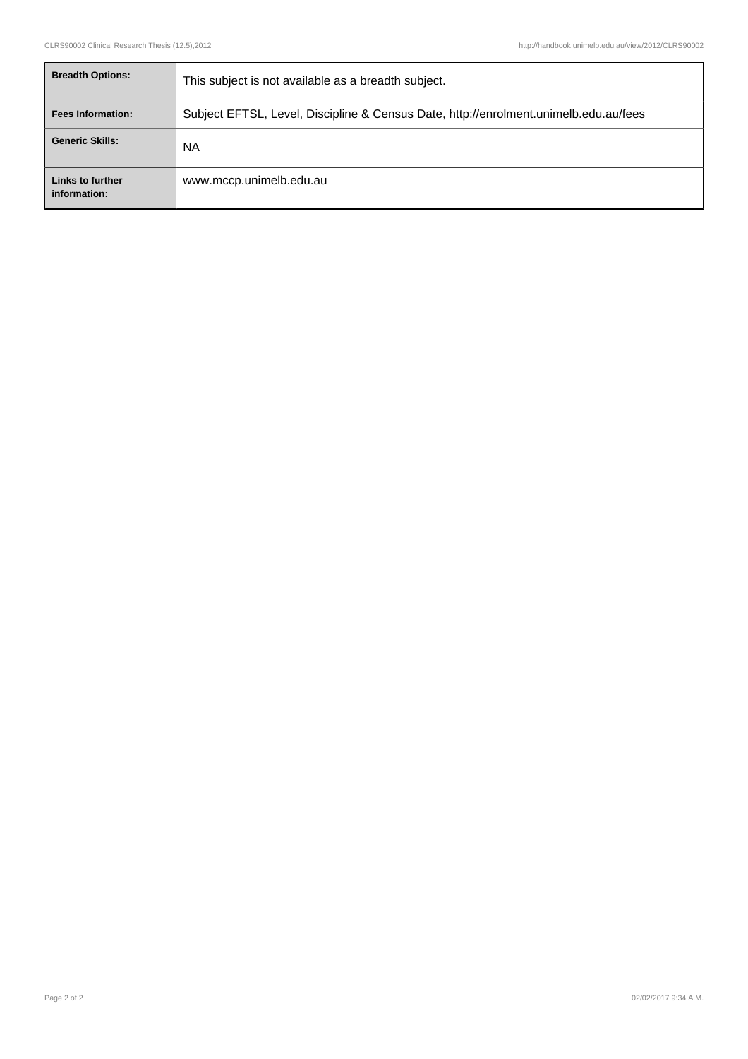| | |
|---|---|
| **Breadth Options:** | This subject is not available as a breadth subject. |
| **Fees Information:** | Subject EFTSL, Level, Discipline & Census Date, http://enrolment.unimelb.edu.au/fees |
| **Generic Skills:** | NA |
| **Links to further information:** | www.mccp.unimelb.edu.au |